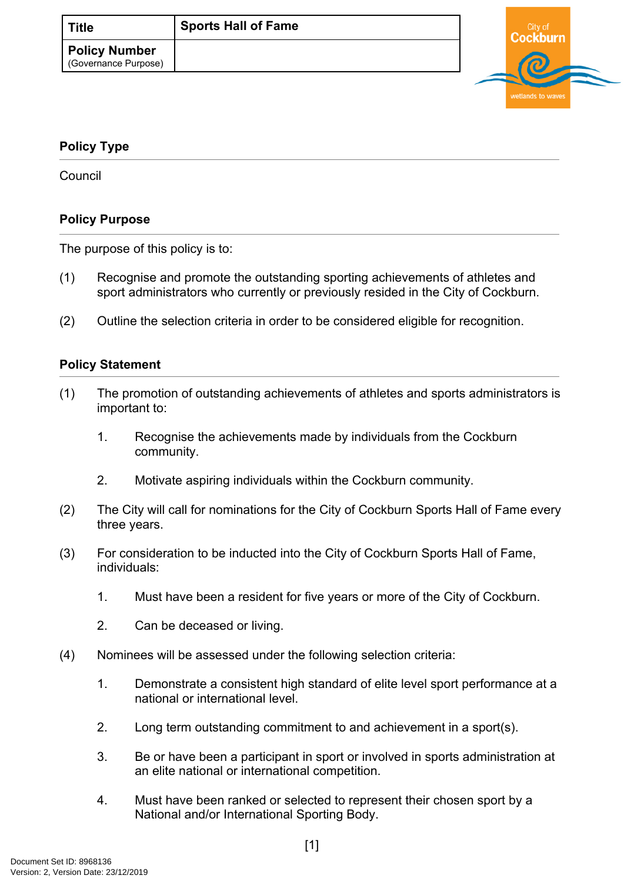| Title | Sports Hall of Fame |
| --- | --- |
| Policy Number (Governance Purpose) | |

## Policy Type

Council

## Policy Purpose

The purpose of this policy is to:

(1) Recognise and promote the outstanding sporting achievements of athletes and sport administrators who currently or previously resided in the City of Cockburn.

(2) Outline the selection criteria in order to be considered eligible for recognition.

## Policy Statement

(1) The promotion of outstanding achievements of athletes and sports administrators is important to:

  1. Recognise the achievements made by individuals from the Cockburn community.

  2. Motivate aspiring individuals within the Cockburn community.

(2) The City will call for nominations for the City of Cockburn Sports Hall of Fame every three years.

(3) For consideration to be inducted into the City of Cockburn Sports Hall of Fame, individuals:

  1. Must have been a resident for five years or more of the City of Cockburn.

  2. Can be deceased or living.

(4) Nominees will be assessed under the following selection criteria:

  1. Demonstrate a consistent high standard of elite level sport performance at a national or international level.

  2. Long term outstanding commitment to and achievement in a sport(s).

  3. Be or have been a participant in sport or involved in sports administration at an elite national or international competition.

  4. Must have been ranked or selected to represent their chosen sport by a National and/or International Sporting Body.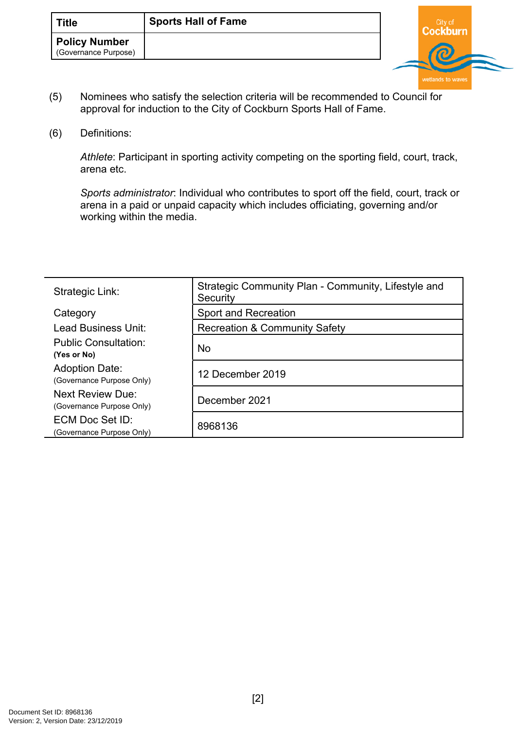| | |
|---|---|
| **Title** | **Sports Hall of Fame** |
| **Policy Number** (Governance Purpose) | |

(5) Nominees who satisfy the selection criteria will be recommended to Council for approval for induction to the City of Cockburn Sports Hall of Fame.

(6) Definitions:

*Athlete*: Participant in sporting activity competing on the sporting field, court, track, arena etc.

*Sports administrator*: Individual who contributes to sport off the field, court, track or arena in a paid or unpaid capacity which includes officiating, governing and/or working within the media.

| | |
|---|---|
| Strategic Link: | Strategic Community Plan - Community, Lifestyle and Security |
| Category | Sport and Recreation |
| Lead Business Unit: | Recreation & Community Safety |
| Public Consultation: **(Yes or No)** | No |
| Adoption Date: (Governance Purpose Only) | 12 December 2019 |
| Next Review Due: (Governance Purpose Only) | December 2021 |
| ECM Doc Set ID: (Governance Purpose Only) | 8968136 |

Document Set ID: 8968136
Version: 2, Version Date: 23/12/2019